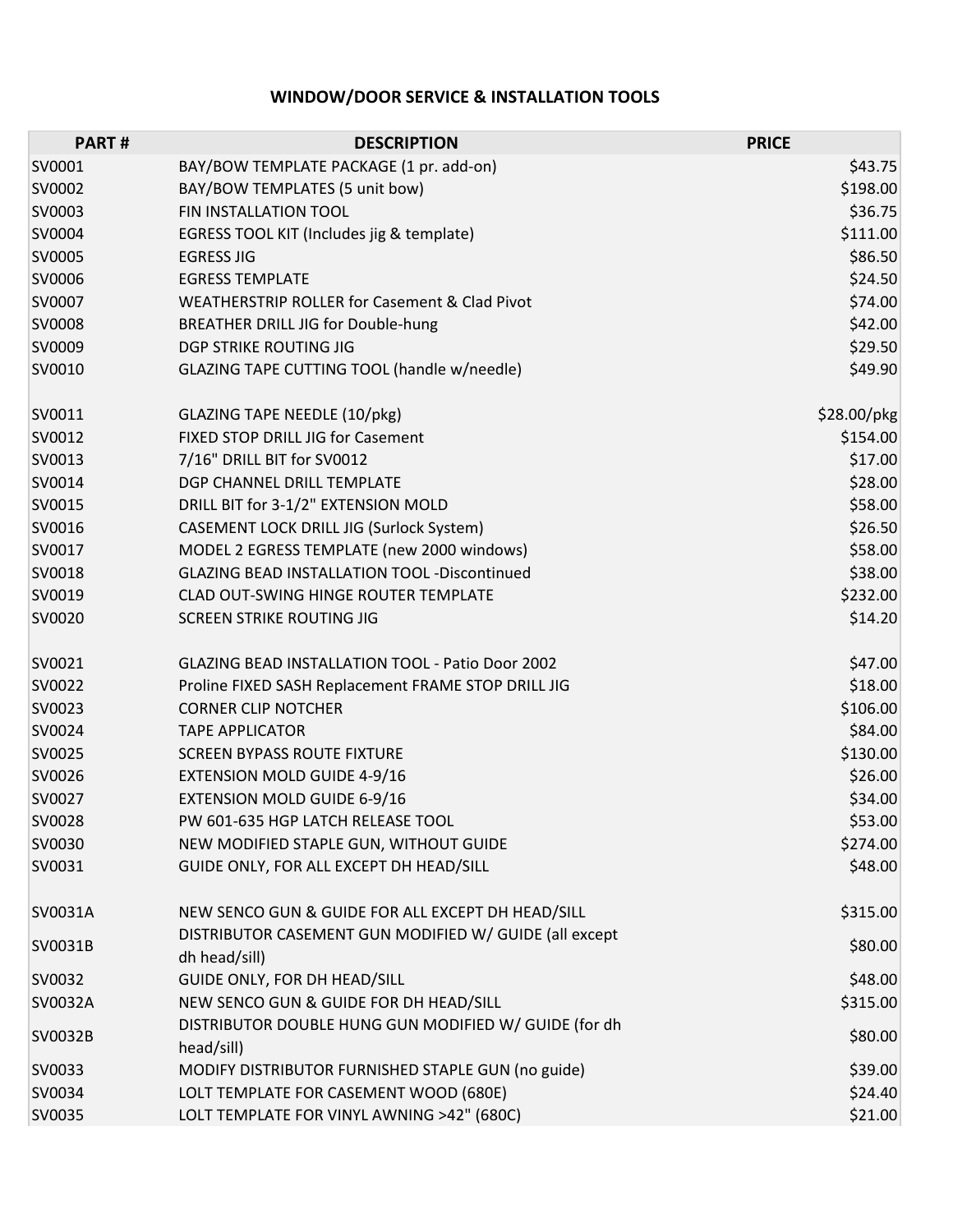## WINDOW/DOOR SERVICE & INSTALLATION TOOLS

| PART # | DESCRIPTION | PRICE |
|---|---|---|
| SV0001 | BAY/BOW TEMPLATE PACKAGE (1 pr. add-on) | $43.75 |
| SV0002 | BAY/BOW TEMPLATES (5 unit bow) | $198.00 |
| SV0003 | FIN INSTALLATION TOOL | $36.75 |
| SV0004 | EGRESS TOOL KIT (Includes jig & template) | $111.00 |
| SV0005 | EGRESS JIG | $86.50 |
| SV0006 | EGRESS TEMPLATE | $24.50 |
| SV0007 | WEATHERSTRIP ROLLER for Casement & Clad Pivot | $74.00 |
| SV0008 | BREATHER DRILL JIG for Double-hung | $42.00 |
| SV0009 | DGP STRIKE ROUTING JIG | $29.50 |
| SV0010 | GLAZING TAPE CUTTING TOOL (handle w/needle) | $49.90 |
| SV0011 | GLAZING TAPE NEEDLE (10/pkg) | $28.00/pkg |
| SV0012 | FIXED STOP DRILL JIG for Casement | $154.00 |
| SV0013 | 7/16" DRILL BIT for SV0012 | $17.00 |
| SV0014 | DGP CHANNEL DRILL TEMPLATE | $28.00 |
| SV0015 | DRILL BIT for 3-1/2" EXTENSION MOLD | $58.00 |
| SV0016 | CASEMENT LOCK DRILL JIG (Surlock System) | $26.50 |
| SV0017 | MODEL 2 EGRESS TEMPLATE (new 2000 windows) | $58.00 |
| SV0018 | GLAZING BEAD INSTALLATION TOOL -Discontinued | $38.00 |
| SV0019 | CLAD OUT-SWING HINGE ROUTER TEMPLATE | $232.00 |
| SV0020 | SCREEN STRIKE ROUTING JIG | $14.20 |
| SV0021 | GLAZING BEAD INSTALLATION TOOL - Patio Door 2002 | $47.00 |
| SV0022 | Proline FIXED SASH Replacement FRAME STOP DRILL JIG | $18.00 |
| SV0023 | CORNER CLIP NOTCHER | $106.00 |
| SV0024 | TAPE APPLICATOR | $84.00 |
| SV0025 | SCREEN BYPASS ROUTE FIXTURE | $130.00 |
| SV0026 | EXTENSION MOLD GUIDE 4-9/16 | $26.00 |
| SV0027 | EXTENSION MOLD GUIDE 6-9/16 | $34.00 |
| SV0028 | PW 601-635 HGP LATCH RELEASE TOOL | $53.00 |
| SV0030 | NEW MODIFIED STAPLE GUN, WITHOUT GUIDE | $274.00 |
| SV0031 | GUIDE ONLY, FOR ALL EXCEPT DH HEAD/SILL | $48.00 |
| SV0031A | NEW SENCO GUN & GUIDE FOR ALL EXCEPT DH HEAD/SILL | $315.00 |
| SV0031B | DISTRIBUTOR CASEMENT GUN MODIFIED W/ GUIDE (all except dh head/sill) | $80.00 |
| SV0032 | GUIDE ONLY, FOR DH HEAD/SILL | $48.00 |
| SV0032A | NEW SENCO GUN & GUIDE FOR DH HEAD/SILL | $315.00 |
| SV0032B | DISTRIBUTOR DOUBLE HUNG GUN MODIFIED W/ GUIDE (for dh head/sill) | $80.00 |
| SV0033 | MODIFY DISTRIBUTOR FURNISHED STAPLE GUN (no guide) | $39.00 |
| SV0034 | LOLT TEMPLATE FOR CASEMENT WOOD (680E) | $24.40 |
| SV0035 | LOLT TEMPLATE FOR VINYL AWNING >42" (680C) | $21.00 |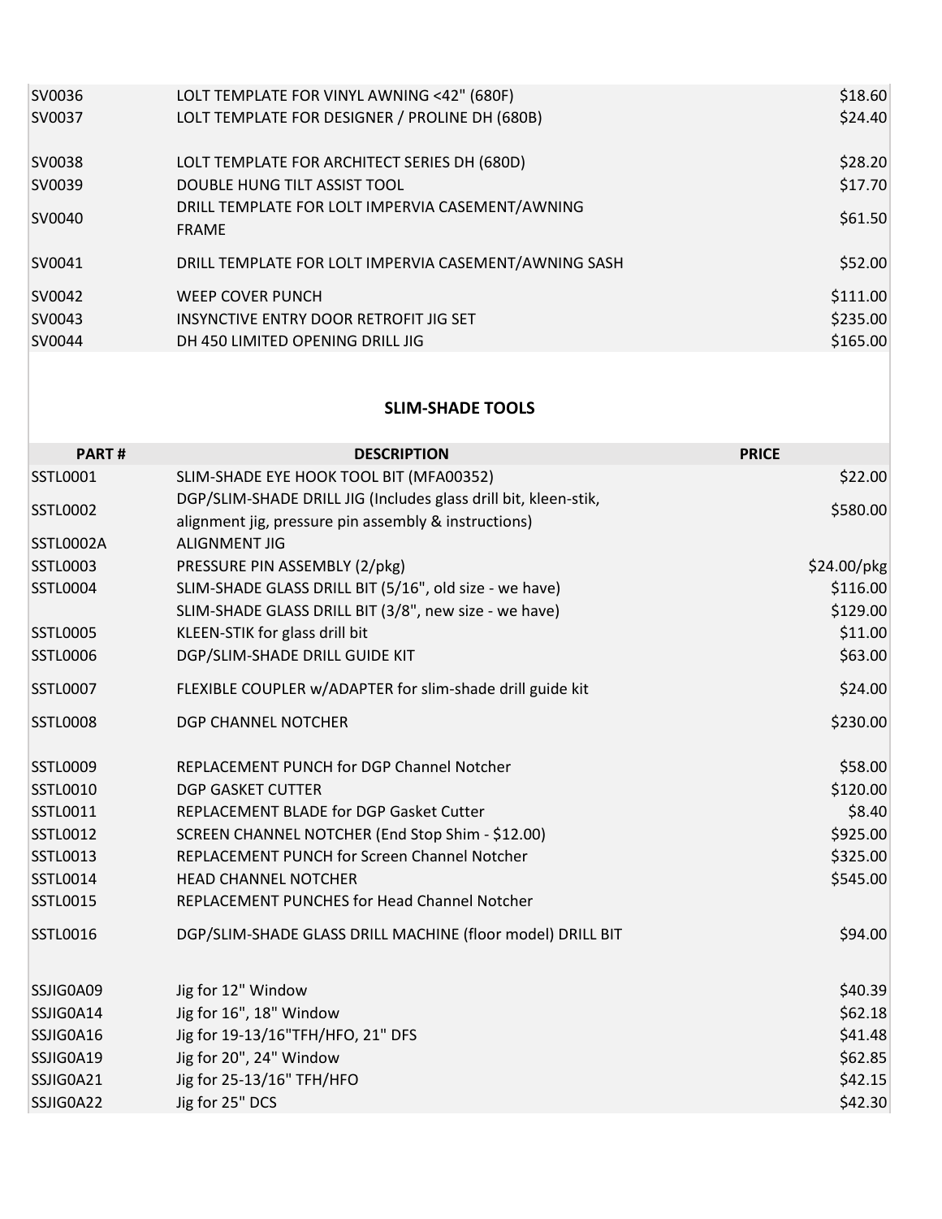| | | |
|---|---|---|
| SV0036 | LOLT TEMPLATE FOR VINYL AWNING <42" (680F) | $18.60 |
| SV0037 | LOLT TEMPLATE FOR DESIGNER / PROLINE DH (680B) | $24.40 |
| SV0038 | LOLT TEMPLATE FOR ARCHITECT SERIES DH (680D) | $28.20 |
| SV0039 | DOUBLE HUNG TILT ASSIST TOOL | $17.70 |
| SV0040 | DRILL TEMPLATE FOR LOLT IMPERVIA CASEMENT/AWNING FRAME | $61.50 |
| SV0041 | DRILL TEMPLATE FOR LOLT IMPERVIA CASEMENT/AWNING SASH | $52.00 |
| SV0042 | WEEP COVER PUNCH | $111.00 |
| SV0043 | INSYNCTIVE ENTRY DOOR RETROFIT JIG SET | $235.00 |
| SV0044 | DH 450 LIMITED OPENING DRILL JIG | $165.00 |

## SLIM-SHADE TOOLS

| PART # | DESCRIPTION | PRICE |
|---|---|---|
| SSTL0001 | SLIM-SHADE EYE HOOK TOOL BIT (MFA00352) | $22.00 |
| SSTL0002 | DGP/SLIM-SHADE DRILL JIG (Includes glass drill bit, kleen-stik, alignment jig, pressure pin assembly & instructions) | $580.00 |
| SSTL0002A | ALIGNMENT JIG | |
| SSTL0003 | PRESSURE PIN ASSEMBLY (2/pkg) | $24.00/pkg |
| SSTL0004 | SLIM-SHADE GLASS DRILL BIT (5/16", old size - we have) | $116.00 |
| | SLIM-SHADE GLASS DRILL BIT (3/8", new size - we have) | $129.00 |
| SSTL0005 | KLEEN-STIK for glass drill bit | $11.00 |
| SSTL0006 | DGP/SLIM-SHADE DRILL GUIDE KIT | $63.00 |
| SSTL0007 | FLEXIBLE COUPLER w/ADAPTER for slim-shade drill guide kit | $24.00 |
| SSTL0008 | DGP CHANNEL NOTCHER | $230.00 |
| SSTL0009 | REPLACEMENT PUNCH for DGP Channel Notcher | $58.00 |
| SSTL0010 | DGP GASKET CUTTER | $120.00 |
| SSTL0011 | REPLACEMENT BLADE for DGP Gasket Cutter | $8.40 |
| SSTL0012 | SCREEN CHANNEL NOTCHER (End Stop Shim - $12.00) | $925.00 |
| SSTL0013 | REPLACEMENT PUNCH for Screen Channel Notcher | $325.00 |
| SSTL0014 | HEAD CHANNEL NOTCHER | $545.00 |
| SSTL0015 | REPLACEMENT PUNCHES for Head Channel Notcher | |
| SSTL0016 | DGP/SLIM-SHADE GLASS DRILL MACHINE (floor model) DRILL BIT | $94.00 |
| SSJIG0A09 | Jig for 12" Window | $40.39 |
| SSJIG0A14 | Jig for 16", 18" Window | $62.18 |
| SSJIG0A16 | Jig for 19-13/16"TFH/HFO, 21" DFS | $41.48 |
| SSJIG0A19 | Jig for 20", 24" Window | $62.85 |
| SSJIG0A21 | Jig for 25-13/16" TFH/HFO | $42.15 |
| SSJIG0A22 | Jig for 25" DCS | $42.30 |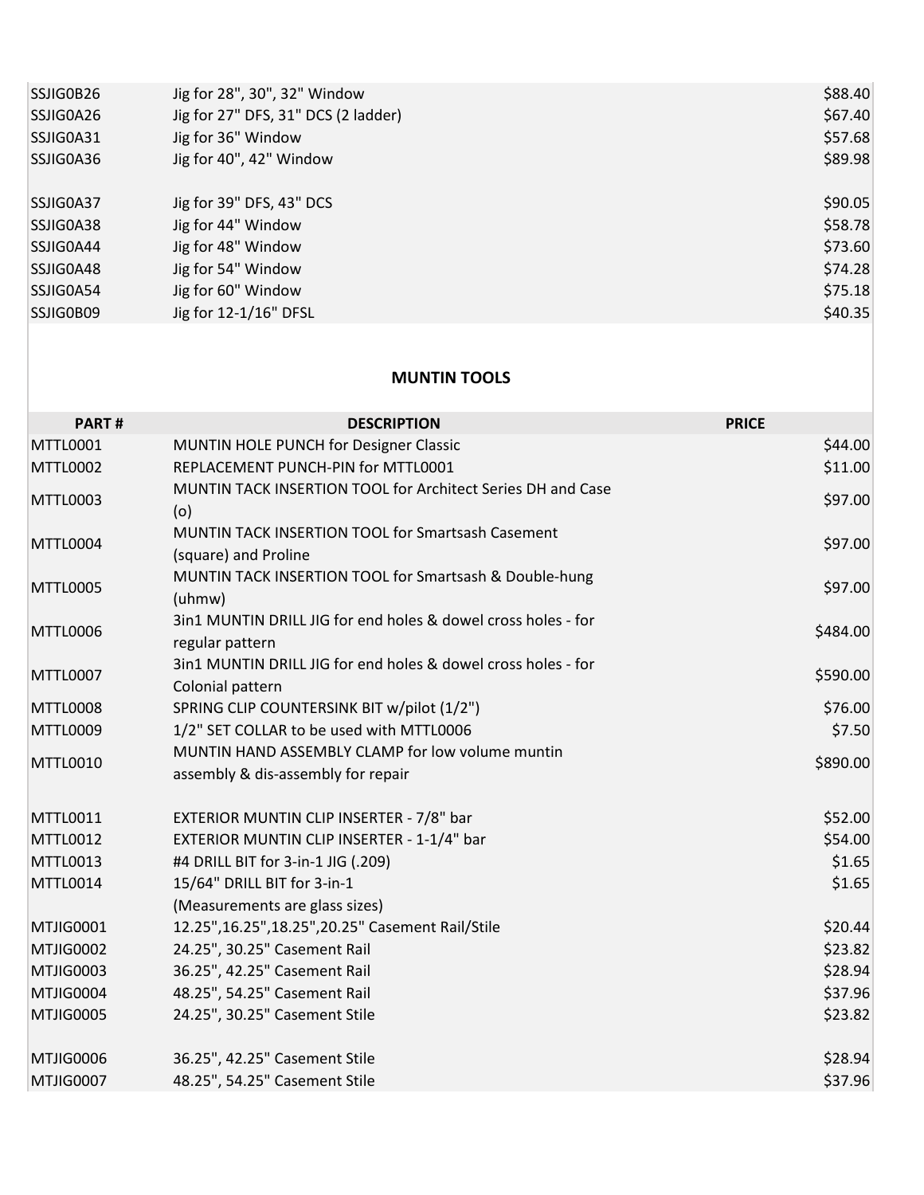| | | |
|---|---|---|
| SSJIG0B26 | Jig for 28", 30", 32" Window | $88.40 |
| SSJIG0A26 | Jig for 27" DFS, 31" DCS (2 ladder) | $67.40 |
| SSJIG0A31 | Jig for 36" Window | $57.68 |
| SSJIG0A36 | Jig for 40", 42" Window | $89.98 |
| SSJIG0A37 | Jig for 39" DFS, 43" DCS | $90.05 |
| SSJIG0A38 | Jig for 44" Window | $58.78 |
| SSJIG0A44 | Jig for 48" Window | $73.60 |
| SSJIG0A48 | Jig for 54" Window | $74.28 |
| SSJIG0A54 | Jig for 60" Window | $75.18 |
| SSJIG0B09 | Jig for 12-1/16" DFSL | $40.35 |

## MUNTIN TOOLS

| PART # | DESCRIPTION | PRICE |
|---|---|---|
| MTTL0001 | MUNTIN HOLE PUNCH for Designer Classic | $44.00 |
| MTTL0002 | REPLACEMENT PUNCH-PIN for MTTL0001 | $11.00 |
| MTTL0003 | MUNTIN TACK INSERTION TOOL for Architect Series DH and Case (o) | $97.00 |
| MTTL0004 | MUNTIN TACK INSERTION TOOL for Smartsash Casement (square) and Proline | $97.00 |
| MTTL0005 | MUNTIN TACK INSERTION TOOL for Smartsash & Double-hung (uhmw) | $97.00 |
| MTTL0006 | 3in1 MUNTIN DRILL JIG for end holes & dowel cross holes - for regular pattern | $484.00 |
| MTTL0007 | 3in1 MUNTIN DRILL JIG for end holes & dowel cross holes - for Colonial pattern | $590.00 |
| MTTL0008 | SPRING CLIP COUNTERSINK BIT w/pilot (1/2") | $76.00 |
| MTTL0009 | 1/2" SET COLLAR to be used with MTTL0006 | $7.50 |
| MTTL0010 | MUNTIN HAND ASSEMBLY CLAMP for low volume muntin assembly & dis-assembly for repair | $890.00 |
| MTTL0011 | EXTERIOR MUNTIN CLIP INSERTER - 7/8" bar | $52.00 |
| MTTL0012 | EXTERIOR MUNTIN CLIP INSERTER - 1-1/4" bar | $54.00 |
| MTTL0013 | #4 DRILL BIT for 3-in-1 JIG (.209) | $1.65 |
| MTTL0014 | 15/64" DRILL BIT for 3-in-1 | $1.65 |
| | (Measurements are glass sizes) | |
| MTJIG0001 | 12.25",16.25",18.25",20.25" Casement Rail/Stile | $20.44 |
| MTJIG0002 | 24.25", 30.25" Casement Rail | $23.82 |
| MTJIG0003 | 36.25", 42.25" Casement Rail | $28.94 |
| MTJIG0004 | 48.25", 54.25" Casement Rail | $37.96 |
| MTJIG0005 | 24.25", 30.25" Casement Stile | $23.82 |
| MTJIG0006 | 36.25", 42.25" Casement Stile | $28.94 |
| MTJIG0007 | 48.25", 54.25" Casement Stile | $37.96 |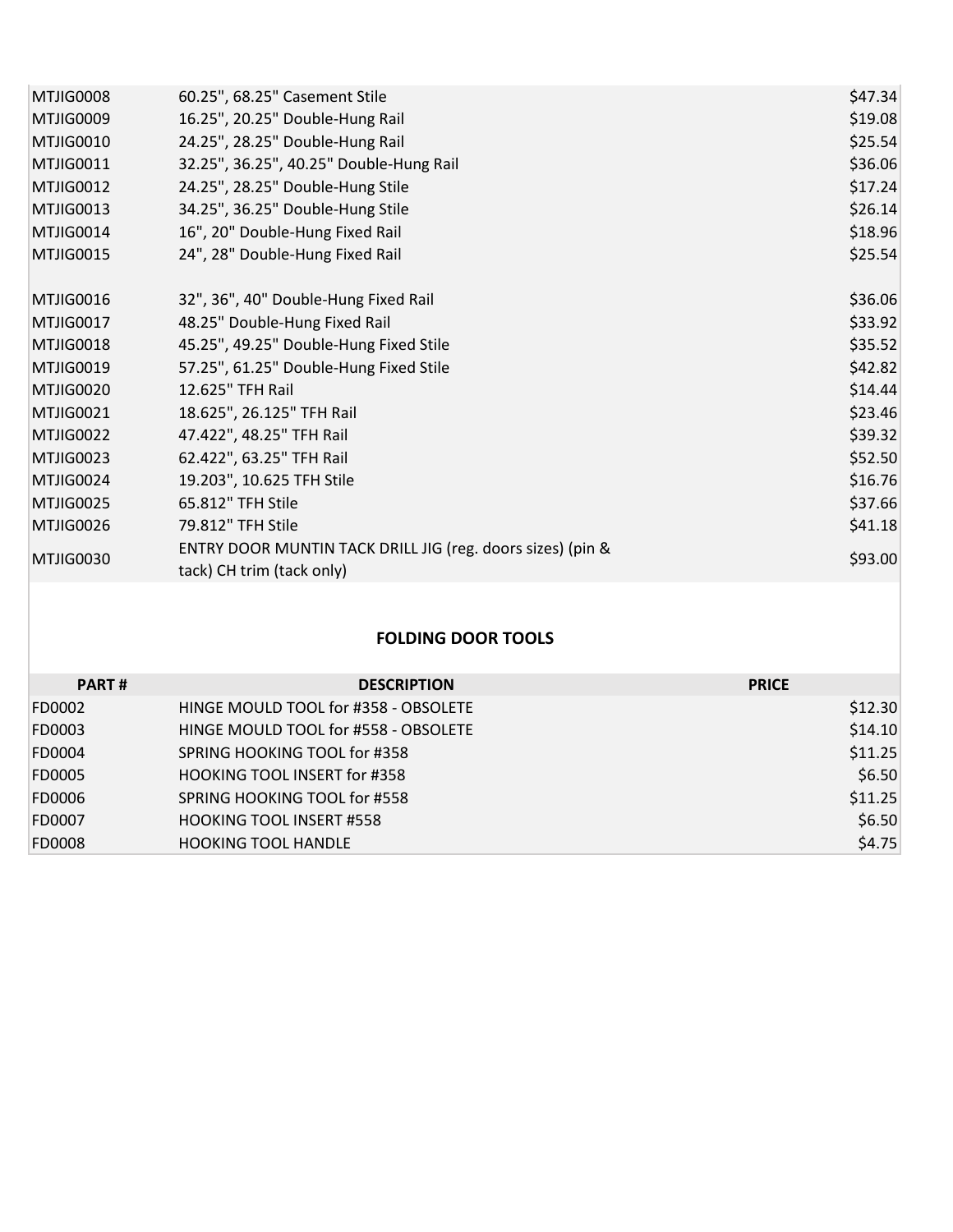| | | |
|---|---|---|
| MTJIG0008 | 60.25", 68.25" Casement Stile | $47.34 |
| MTJIG0009 | 16.25", 20.25" Double-Hung Rail | $19.08 |
| MTJIG0010 | 24.25", 28.25" Double-Hung Rail | $25.54 |
| MTJIG0011 | 32.25", 36.25", 40.25" Double-Hung Rail | $36.06 |
| MTJIG0012 | 24.25", 28.25" Double-Hung Stile | $17.24 |
| MTJIG0013 | 34.25", 36.25" Double-Hung Stile | $26.14 |
| MTJIG0014 | 16", 20" Double-Hung Fixed Rail | $18.96 |
| MTJIG0015 | 24", 28" Double-Hung Fixed Rail | $25.54 |
| MTJIG0016 | 32", 36", 40" Double-Hung Fixed Rail | $36.06 |
| MTJIG0017 | 48.25" Double-Hung Fixed Rail | $33.92 |
| MTJIG0018 | 45.25", 49.25" Double-Hung Fixed Stile | $35.52 |
| MTJIG0019 | 57.25", 61.25" Double-Hung Fixed Stile | $42.82 |
| MTJIG0020 | 12.625" TFH Rail | $14.44 |
| MTJIG0021 | 18.625", 26.125" TFH Rail | $23.46 |
| MTJIG0022 | 47.422", 48.25" TFH Rail | $39.32 |
| MTJIG0023 | 62.422", 63.25" TFH Rail | $52.50 |
| MTJIG0024 | 19.203", 10.625 TFH Stile | $16.76 |
| MTJIG0025 | 65.812" TFH Stile | $37.66 |
| MTJIG0026 | 79.812" TFH Stile | $41.18 |
| MTJIG0030 | ENTRY DOOR MUNTIN TACK DRILL JIG (reg. doors sizes) (pin & tack) CH trim (tack only) | $93.00 |

## FOLDING DOOR TOOLS

| PART # | DESCRIPTION | PRICE |
|---|---|---|
| FD0002 | HINGE MOULD TOOL for #358 - OBSOLETE | $12.30 |
| FD0003 | HINGE MOULD TOOL for #558 - OBSOLETE | $14.10 |
| FD0004 | SPRING HOOKING TOOL for #358 | $11.25 |
| FD0005 | HOOKING TOOL INSERT for #358 | $6.50 |
| FD0006 | SPRING HOOKING TOOL for #558 | $11.25 |
| FD0007 | HOOKING TOOL INSERT #558 | $6.50 |
| FD0008 | HOOKING TOOL HANDLE | $4.75 |